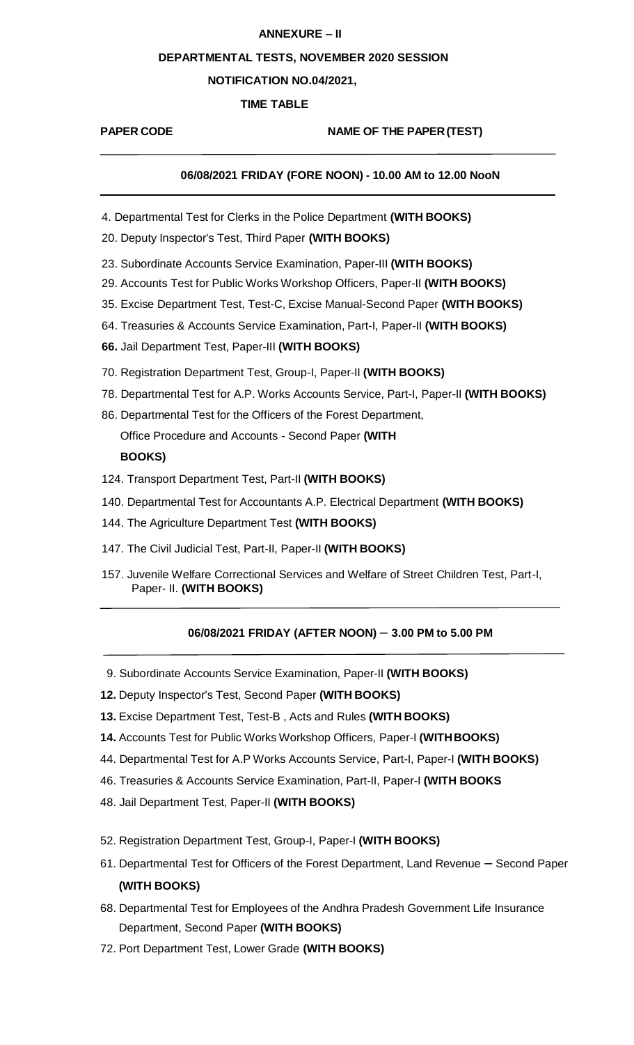**ANNEXURE – II**

**DEPARTMENTAL TESTS, NOVEMBER 2020 SESSION**

**NOTIFICATION NO.04/2021,**

**TIME TABLE**

**PAPER CODE** **NAME OF THE PAPER (TEST)**

**06/08/2021 FRIDAY (FORE NOON) - 10.00 AM to 12.00 NooN**

4. Departmental Test for Clerks in the Police Department **(WITH BOOKS)**

20. Deputy Inspector's Test, Third Paper **(WITH BOOKS)**

23. Subordinate Accounts Service Examination, Paper-III **(WITH BOOKS)**

29. Accounts Test for Public Works Workshop Officers, Paper-II **(WITH BOOKS)**

35. Excise Department Test, Test-C, Excise Manual-Second Paper **(WITH BOOKS)**

64. Treasuries & Accounts Service Examination, Part-I, Paper-II **(WITH BOOKS)**

**66.** Jail Department Test, Paper-III **(WITH BOOKS)**

70. Registration Department Test, Group-I, Paper-II **(WITH BOOKS)**

78. Departmental Test for A.P. Works Accounts Service, Part-I, Paper-II **(WITH BOOKS)**

86. Departmental Test for the Officers of the Forest Department, Office Procedure and Accounts - Second Paper **(WITH BOOKS)**

124. Transport Department Test, Part-II **(WITH BOOKS)**

140. Departmental Test for Accountants A.P. Electrical Department **(WITH BOOKS)**

144. The Agriculture Department Test **(WITH BOOKS)**

147. The Civil Judicial Test, Part-II, Paper-II **(WITH BOOKS)**

157. Juvenile Welfare Correctional Services and Welfare of Street Children Test, Part-I, Paper- II. **(WITH BOOKS)**

**06/08/2021 FRIDAY (AFTER NOON) – 3.00 PM to 5.00 PM**

9. Subordinate Accounts Service Examination, Paper-II **(WITH BOOKS)**

**12.** Deputy Inspector's Test, Second Paper **(WITH BOOKS)**

**13.** Excise Department Test, Test-B , Acts and Rules **(WITH BOOKS)**

**14.** Accounts Test for Public Works Workshop Officers, Paper-I **(WITH BOOKS)**

44. Departmental Test for A.P Works Accounts Service, Part-I, Paper-I **(WITH BOOKS)**

46. Treasuries & Accounts Service Examination, Part-II, Paper-I **(WITH BOOKS**

48. Jail Department Test, Paper-II **(WITH BOOKS)**

52. Registration Department Test, Group-I, Paper-I **(WITH BOOKS)**

61. Departmental Test for Officers of the Forest Department, Land Revenue – Second Paper **(WITH BOOKS)**

68. Departmental Test for Employees of the Andhra Pradesh Government Life Insurance Department, Second Paper **(WITH BOOKS)**

72. Port Department Test, Lower Grade **(WITH BOOKS)**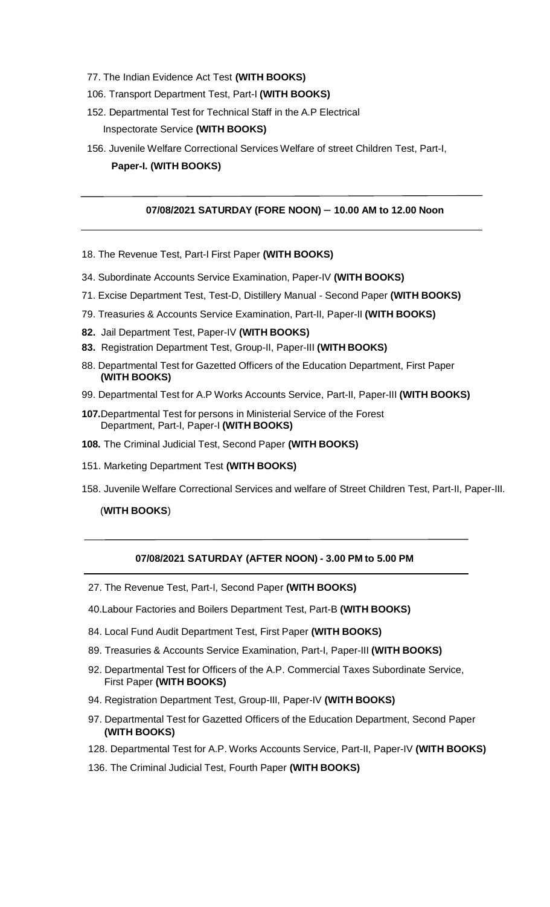77. The Indian Evidence Act Test **(WITH BOOKS)**

106. Transport Department Test, Part-I **(WITH BOOKS)**

152. Departmental Test for Technical Staff in the A.P Electrical Inspectorate Service **(WITH BOOKS)**

156. Juvenile Welfare Correctional Services Welfare of street Children Test, Part-I, **Paper-I. (WITH BOOKS)**

---

**07/08/2021 SATURDAY (FORE NOON) – 10.00 AM to 12.00 Noon**

---

18. The Revenue Test, Part-I First Paper **(WITH BOOKS)**

34. Subordinate Accounts Service Examination, Paper-IV **(WITH BOOKS)**

71. Excise Department Test, Test-D, Distillery Manual - Second Paper **(WITH BOOKS)**

79. Treasuries & Accounts Service Examination, Part-II, Paper-II **(WITH BOOKS)**

**82.** Jail Department Test, Paper-IV **(WITH BOOKS)**

**83.** Registration Department Test, Group-II, Paper-III **(WITH BOOKS)**

88. Departmental Test for Gazetted Officers of the Education Department, First Paper **(WITH BOOKS)**

99. Departmental Test for A.P Works Accounts Service, Part-II, Paper-III **(WITH BOOKS)**

**107.** Departmental Test for persons in Ministerial Service of the Forest Department, Part-I, Paper-I **(WITH BOOKS)**

**108.** The Criminal Judicial Test, Second Paper **(WITH BOOKS)**

151. Marketing Department Test **(WITH BOOKS)**

158. Juvenile Welfare Correctional Services and welfare of Street Children Test, Part-II, Paper-III. (**WITH BOOKS**)

---

**07/08/2021 SATURDAY (AFTER NOON) - 3.00 PM to 5.00 PM**

---

27. The Revenue Test, Part-I, Second Paper **(WITH BOOKS)**

40. Labour Factories and Boilers Department Test, Part-B **(WITH BOOKS)**

84. Local Fund Audit Department Test, First Paper **(WITH BOOKS)**

89. Treasuries & Accounts Service Examination, Part-I, Paper-III **(WITH BOOKS)**

92. Departmental Test for Officers of the A.P. Commercial Taxes Subordinate Service, First Paper **(WITH BOOKS)**

94. Registration Department Test, Group-III, Paper-IV **(WITH BOOKS)**

97. Departmental Test for Gazetted Officers of the Education Department, Second Paper **(WITH BOOKS)**

128. Departmental Test for A.P. Works Accounts Service, Part-II, Paper-IV **(WITH BOOKS)**

136. The Criminal Judicial Test, Fourth Paper **(WITH BOOKS)**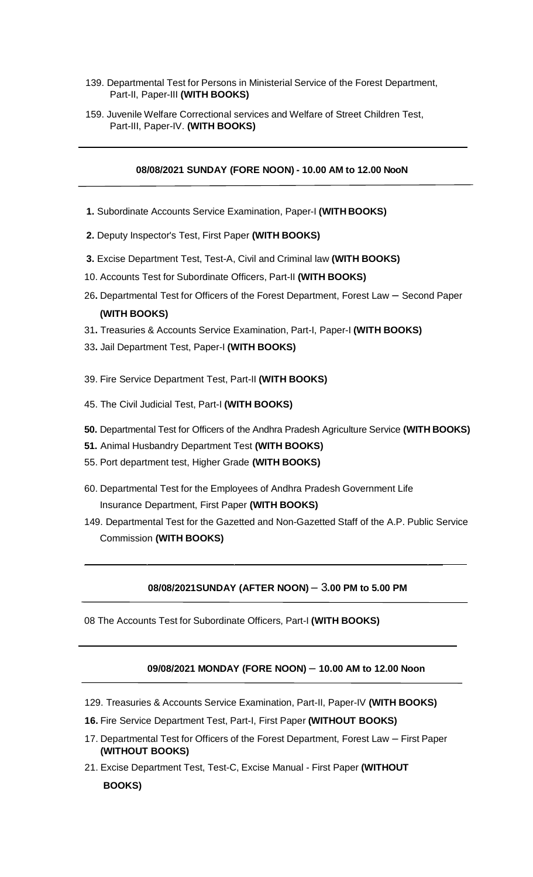139. Departmental Test for Persons in Ministerial Service of the Forest Department, Part-II, Paper-III **(WITH BOOKS)**

159. Juvenile Welfare Correctional services and Welfare of Street Children Test, Part-III, Paper-IV. **(WITH BOOKS)**

---

**08/08/2021 SUNDAY (FORE NOON) - 10.00 AM to 12.00 NooN**

---

**1.** Subordinate Accounts Service Examination, Paper-I **(WITH BOOKS)**

**2.** Deputy Inspector's Test, First Paper **(WITH BOOKS)**

**3.** Excise Department Test, Test-A, Civil and Criminal law **(WITH BOOKS)**

10. Accounts Test for Subordinate Officers, Part-II **(WITH BOOKS)**

26**.** Departmental Test for Officers of the Forest Department, Forest Law – Second Paper **(WITH BOOKS)**

31**.** Treasuries & Accounts Service Examination, Part-I, Paper-I **(WITH BOOKS)**

33**.** Jail Department Test, Paper-I **(WITH BOOKS)**

39. Fire Service Department Test, Part-II **(WITH BOOKS)**

45. The Civil Judicial Test, Part-I **(WITH BOOKS)**

**50.** Departmental Test for Officers of the Andhra Pradesh Agriculture Service **(WITH BOOKS)**

**51.** Animal Husbandry Department Test **(WITH BOOKS)**

55. Port department test, Higher Grade **(WITH BOOKS)**

60. Departmental Test for the Employees of Andhra Pradesh Government Life Insurance Department, First Paper **(WITH BOOKS)**

149. Departmental Test for the Gazetted and Non-Gazetted Staff of the A.P. Public Service Commission **(WITH BOOKS)**

---

**08/08/2021SUNDAY (AFTER NOON) – 3.00 PM to 5.00 PM**

---

08 The Accounts Test for Subordinate Officers, Part-I **(WITH BOOKS)**

---

**09/08/2021 MONDAY (FORE NOON) – 10.00 AM to 12.00 Noon**

---

129. Treasuries & Accounts Service Examination, Part-II, Paper-IV **(WITH BOOKS)**

**16.** Fire Service Department Test, Part-I, First Paper **(WITHOUT BOOKS)**

17. Departmental Test for Officers of the Forest Department, Forest Law – First Paper **(WITHOUT BOOKS)**

21. Excise Department Test, Test-C, Excise Manual - First Paper **(WITHOUT BOOKS)**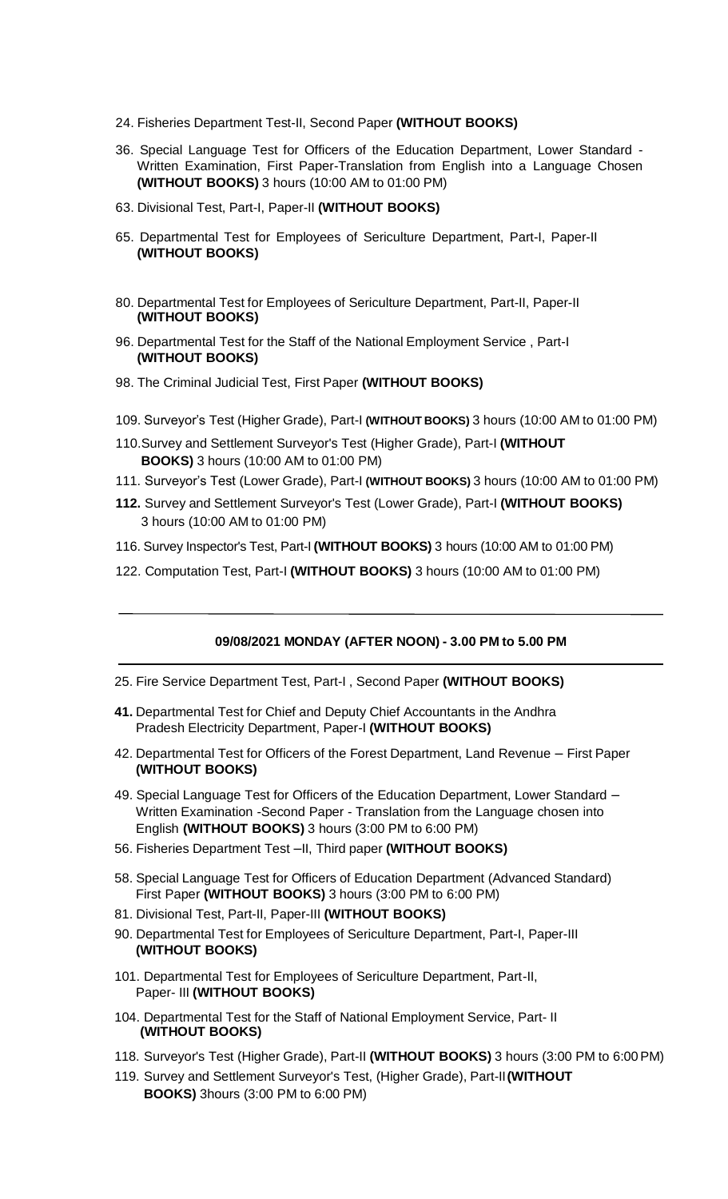24. Fisheries Department Test-II, Second Paper **(WITHOUT BOOKS)**

36. Special Language Test for Officers of the Education Department, Lower Standard - Written Examination, First Paper-Translation from English into a Language Chosen **(WITHOUT BOOKS)** 3 hours (10:00 AM to 01:00 PM)

63. Divisional Test, Part-I, Paper-II **(WITHOUT BOOKS)**

65. Departmental Test for Employees of Sericulture Department, Part-I, Paper-II **(WITHOUT BOOKS)**

80. Departmental Test for Employees of Sericulture Department, Part-II, Paper-II **(WITHOUT BOOKS)**

96. Departmental Test for the Staff of the National Employment Service , Part-I **(WITHOUT BOOKS)**

98. The Criminal Judicial Test, First Paper **(WITHOUT BOOKS)**

109. Surveyor's Test (Higher Grade), Part-I **(WITHOUT BOOKS)** 3 hours (10:00 AM to 01:00 PM)

110. Survey and Settlement Surveyor's Test (Higher Grade), Part-I **(WITHOUT BOOKS)** 3 hours (10:00 AM to 01:00 PM)

111. Surveyor's Test (Lower Grade), Part-I **(WITHOUT BOOKS)** 3 hours (10:00 AM to 01:00 PM)

**112.** Survey and Settlement Surveyor's Test (Lower Grade), Part-I **(WITHOUT BOOKS)** 3 hours (10:00 AM to 01:00 PM)

116. Survey Inspector's Test, Part-I **(WITHOUT BOOKS)** 3 hours (10:00 AM to 01:00 PM)

122. Computation Test, Part-I **(WITHOUT BOOKS)** 3 hours (10:00 AM to 01:00 PM)

---

**09/08/2021 MONDAY (AFTER NOON) - 3.00 PM to 5.00 PM**

---

25. Fire Service Department Test, Part-I , Second Paper **(WITHOUT BOOKS)**

**41.** Departmental Test for Chief and Deputy Chief Accountants in the Andhra Pradesh Electricity Department, Paper-I **(WITHOUT BOOKS)**

42. Departmental Test for Officers of the Forest Department, Land Revenue – First Paper **(WITHOUT BOOKS)**

49. Special Language Test for Officers of the Education Department, Lower Standard – Written Examination -Second Paper - Translation from the Language chosen into English **(WITHOUT BOOKS)** 3 hours (3:00 PM to 6:00 PM)

56. Fisheries Department Test –II, Third paper **(WITHOUT BOOKS)**

58. Special Language Test for Officers of Education Department (Advanced Standard) First Paper **(WITHOUT BOOKS)** 3 hours (3:00 PM to 6:00 PM)

81. Divisional Test, Part-II, Paper-III **(WITHOUT BOOKS)**

90. Departmental Test for Employees of Sericulture Department, Part-I, Paper-III **(WITHOUT BOOKS)**

101. Departmental Test for Employees of Sericulture Department, Part-II, Paper- III **(WITHOUT BOOKS)**

104. Departmental Test for the Staff of National Employment Service, Part- II **(WITHOUT BOOKS)**

118. Surveyor's Test (Higher Grade), Part-II **(WITHOUT BOOKS)** 3 hours (3:00 PM to 6:00 PM)

119. Survey and Settlement Surveyor's Test, (Higher Grade), Part-II **(WITHOUT BOOKS)** 3hours (3:00 PM to 6:00 PM)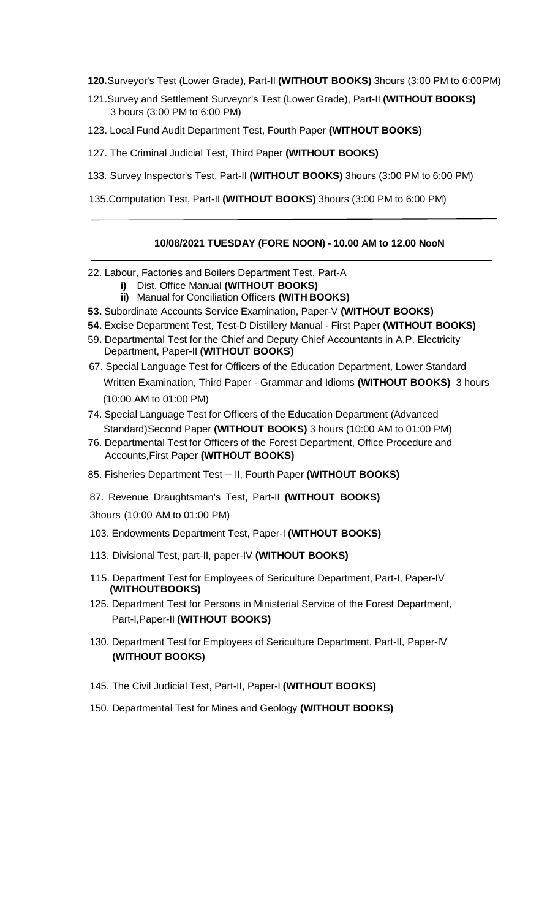**120.** Surveyor's Test (Lower Grade), Part-II **(WITHOUT BOOKS)** 3hours (3:00 PM to 6:00 PM)

121. Survey and Settlement Surveyor's Test (Lower Grade), Part-II **(WITHOUT BOOKS)** 3 hours (3:00 PM to 6:00 PM)

123. Local Fund Audit Department Test, Fourth Paper **(WITHOUT BOOKS)**

127. The Criminal Judicial Test, Third Paper **(WITHOUT BOOKS)**

133. Survey Inspector's Test, Part-II **(WITHOUT BOOKS)** 3hours (3:00 PM to 6:00 PM)

135. Computation Test, Part-II **(WITHOUT BOOKS)** 3hours (3:00 PM to 6:00 PM)

---

### 10/08/2021 TUESDAY (FORE NOON) - 10.00 AM to 12.00 NooN

22. Labour, Factories and Boilers Department Test, Part-A
    - **i)** Dist. Office Manual **(WITHOUT BOOKS)**
    - **ii)** Manual for Conciliation Officers **(WITH BOOKS)**

**53.** Subordinate Accounts Service Examination, Paper-V **(WITHOUT BOOKS)**

**54.** Excise Department Test, Test-D Distillery Manual - First Paper **(WITHOUT BOOKS)**

59. Departmental Test for the Chief and Deputy Chief Accountants in A.P. Electricity Department, Paper-II **(WITHOUT BOOKS)**

67. Special Language Test for Officers of the Education Department, Lower Standard Written Examination, Third Paper - Grammar and Idioms **(WITHOUT BOOKS)** 3 hours (10:00 AM to 01:00 PM)

74. Special Language Test for Officers of the Education Department (Advanced Standard)Second Paper **(WITHOUT BOOKS)** 3 hours (10:00 AM to 01:00 PM)

76. Departmental Test for Officers of the Forest Department, Office Procedure and Accounts,First Paper **(WITHOUT BOOKS)**

85. Fisheries Department Test – II, Fourth Paper **(WITHOUT BOOKS)**

87. Revenue Draughtsman's Test, Part-II **(WITHOUT BOOKS)**
3hours (10:00 AM to 01:00 PM)

103. Endowments Department Test, Paper-I **(WITHOUT BOOKS)**

113. Divisional Test, part-II, paper-IV **(WITHOUT BOOKS)**

115. Department Test for Employees of Sericulture Department, Part-I, Paper-IV **(WITHOUTBOOKS)**

125. Department Test for Persons in Ministerial Service of the Forest Department, Part-I,Paper-II **(WITHOUT BOOKS)**

130. Department Test for Employees of Sericulture Department, Part-II, Paper-IV **(WITHOUT BOOKS)**

145. The Civil Judicial Test, Part-II, Paper-I **(WITHOUT BOOKS)**

150. Departmental Test for Mines and Geology **(WITHOUT BOOKS)**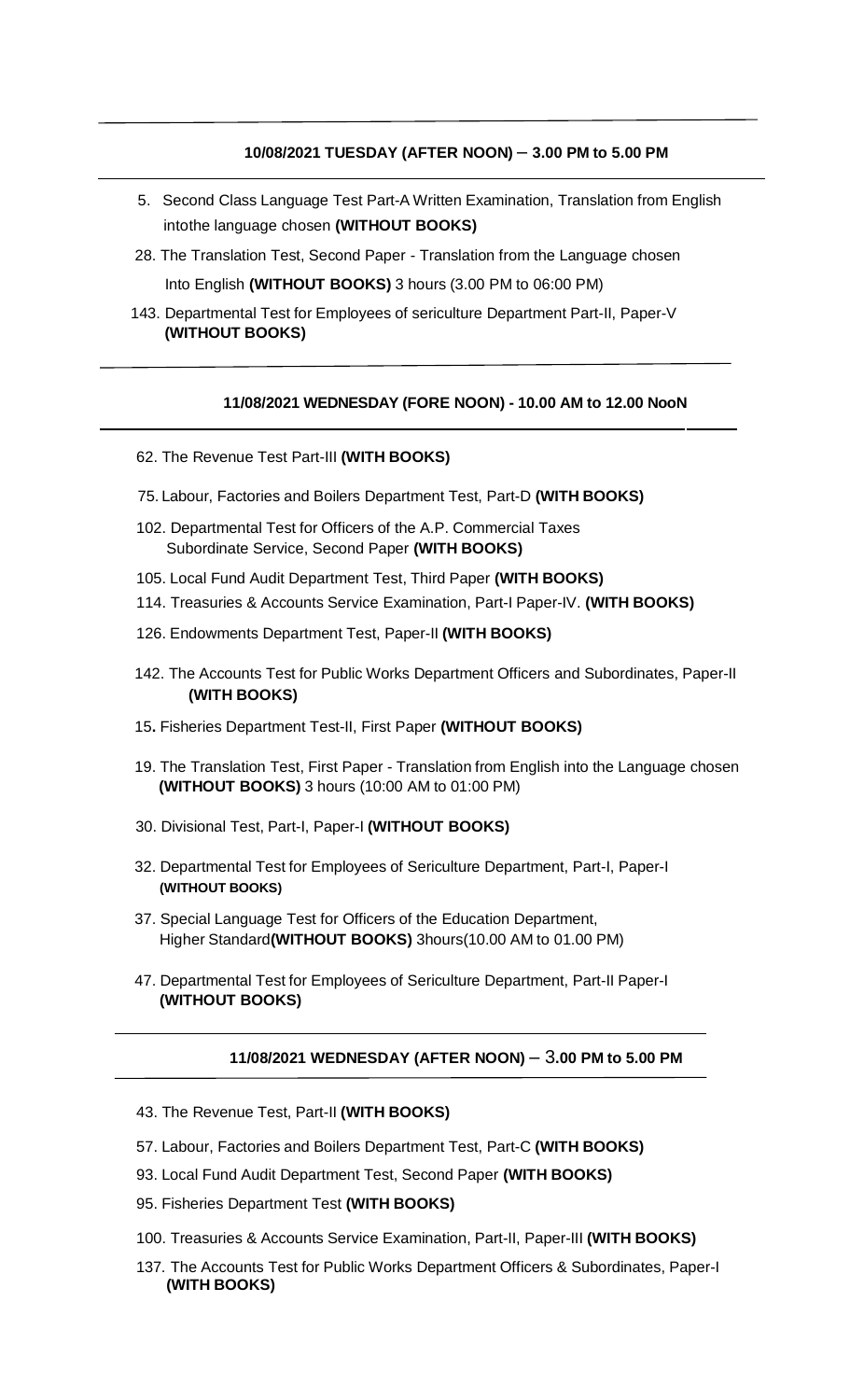#### 10/08/2021 TUESDAY (AFTER NOON) – 3.00 PM to 5.00 PM

5. Second Class Language Test Part-A Written Examination, Translation from English intothe language chosen **(WITHOUT BOOKS)**
28. The Translation Test, Second Paper - Translation from the Language chosen Into English **(WITHOUT BOOKS)** 3 hours (3.00 PM to 06:00 PM)
143. Departmental Test for Employees of sericulture Department Part-II, Paper-V **(WITHOUT BOOKS)**

#### 11/08/2021 WEDNESDAY (FORE NOON) - 10.00 AM to 12.00 NooN

62. The Revenue Test Part-III **(WITH BOOKS)**
75. Labour, Factories and Boilers Department Test, Part-D **(WITH BOOKS)**
102. Departmental Test for Officers of the A.P. Commercial Taxes Subordinate Service, Second Paper **(WITH BOOKS)**
105. Local Fund Audit Department Test, Third Paper **(WITH BOOKS)**
114. Treasuries & Accounts Service Examination, Part-I Paper-IV. **(WITH BOOKS)**
126. Endowments Department Test, Paper-II **(WITH BOOKS)**
142. The Accounts Test for Public Works Department Officers and Subordinates, Paper-II **(WITH BOOKS)**
15. Fisheries Department Test-II, First Paper **(WITHOUT BOOKS)**
19. The Translation Test, First Paper - Translation from English into the Language chosen **(WITHOUT BOOKS)** 3 hours (10:00 AM to 01:00 PM)
30. Divisional Test, Part-I, Paper-I **(WITHOUT BOOKS)**
32. Departmental Test for Employees of Sericulture Department, Part-I, Paper-I **(WITHOUT BOOKS)**
37. Special Language Test for Officers of the Education Department, Higher Standard**(WITHOUT BOOKS)** 3hours(10.00 AM to 01.00 PM)
47. Departmental Test for Employees of Sericulture Department, Part-II Paper-I **(WITHOUT BOOKS)**

#### 11/08/2021 WEDNESDAY (AFTER NOON) – 3.00 PM to 5.00 PM

43. The Revenue Test, Part-II **(WITH BOOKS)**
57. Labour, Factories and Boilers Department Test, Part-C **(WITH BOOKS)**
93. Local Fund Audit Department Test, Second Paper **(WITH BOOKS)**
95. Fisheries Department Test **(WITH BOOKS)**
100. Treasuries & Accounts Service Examination, Part-II, Paper-III **(WITH BOOKS)**
137. The Accounts Test for Public Works Department Officers & Subordinates, Paper-I **(WITH BOOKS)**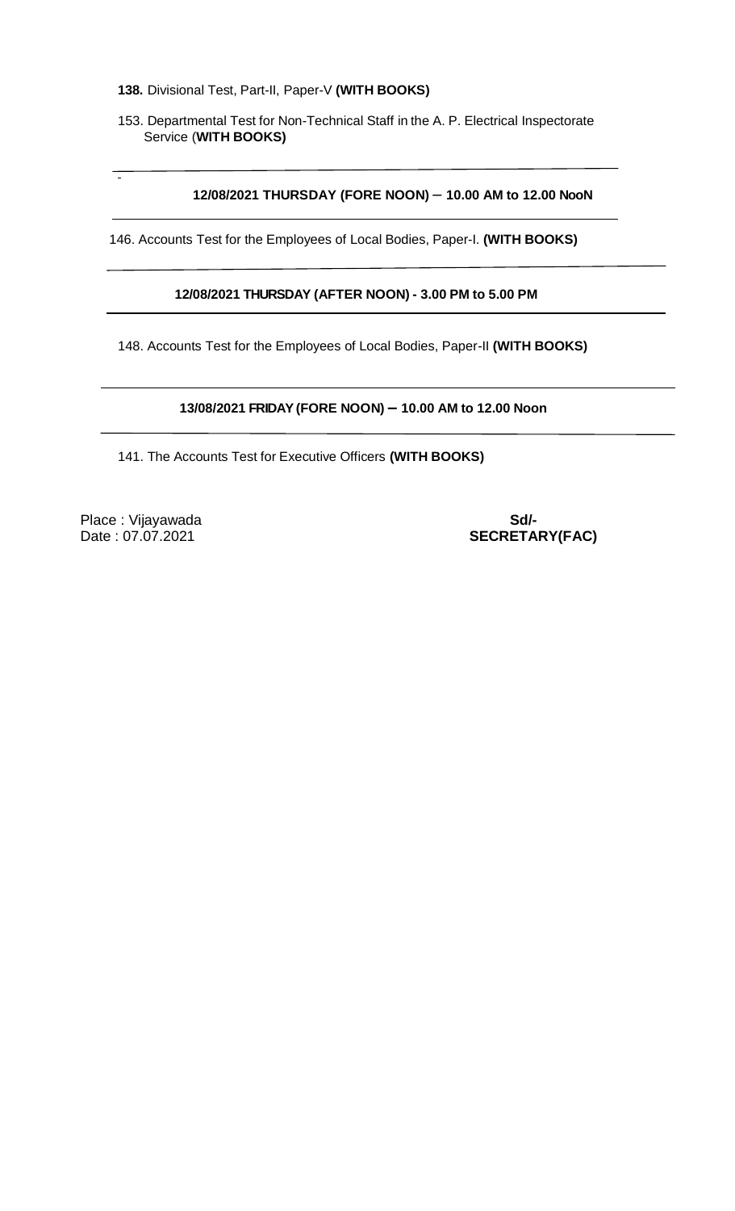**138.** Divisional Test, Part-II, Paper-V **(WITH BOOKS)**

153. Departmental Test for Non-Technical Staff in the A. P. Electrical Inspectorate Service (**WITH BOOKS)**

---

**12/08/2021 THURSDAY (FORE NOON) – 10.00 AM to 12.00 NooN**

---

146. Accounts Test for the Employees of Local Bodies, Paper-I. **(WITH BOOKS)**

---

**12/08/2021 THURSDAY (AFTER NOON) - 3.00 PM to 5.00 PM**

---

148. Accounts Test for the Employees of Local Bodies, Paper-II **(WITH BOOKS)**

---

**13/08/2021 FRIDAY (FORE NOON) – 10.00 AM to 12.00 Noon**

---

141. The Accounts Test for Executive Officers **(WITH BOOKS)**

Place : Vijayawada

Date : 07.07.2021

**Sd/-**

**SECRETARY(FAC)**